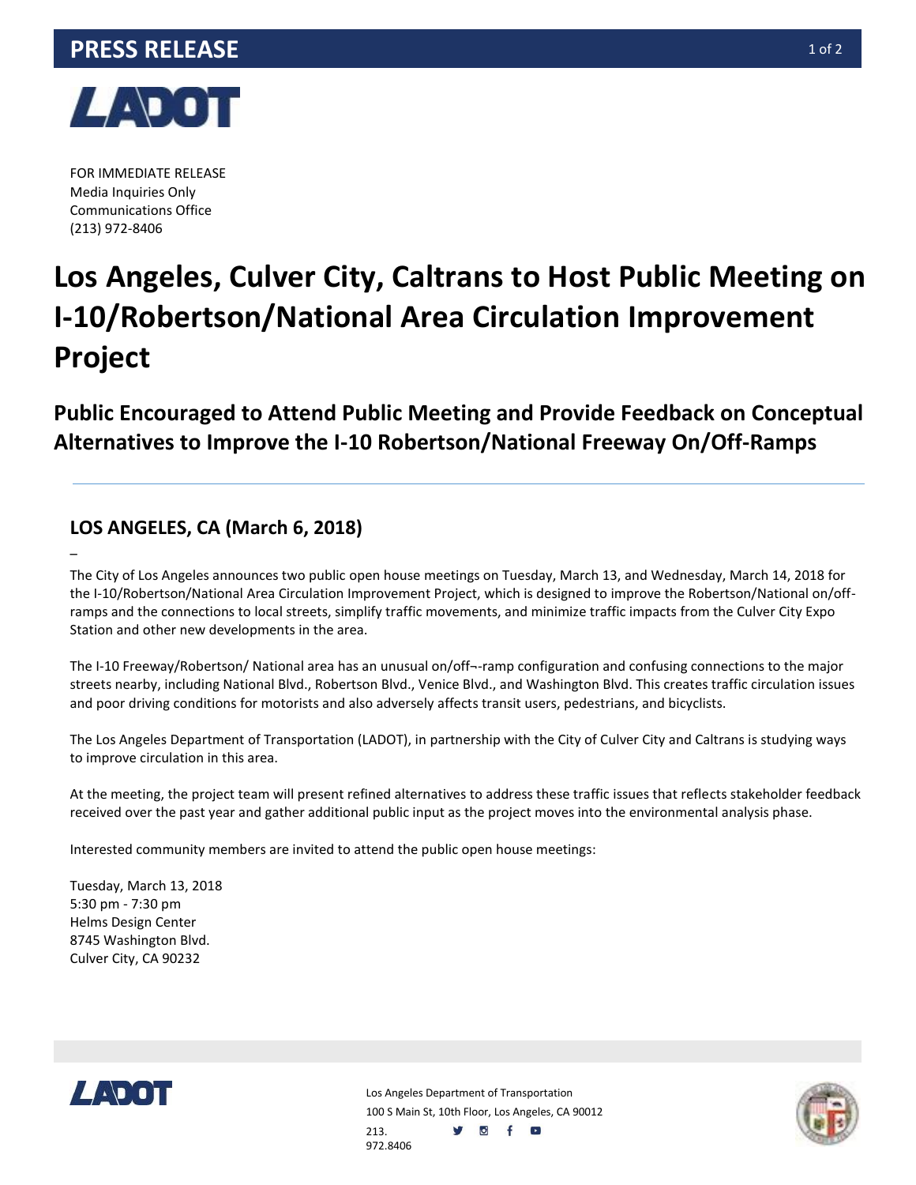# PRESS RELEASE

FOR IMMEDIATE RELEASE
Media Inquiries Only
Communications Office
(213) 972-8406

# Los Angeles, Culver City, Caltrans to Host Public Meeting on I-10/Robertson/National Area Circulation Improvement Project

## Public Encouraged to Attend Public Meeting and Provide Feedback on Conceptual Alternatives to Improve the I-10 Robertson/National Freeway On/Off-Ramps

### LOS ANGELES, CA (March 6, 2018)

–

The City of Los Angeles announces two public open house meetings on Tuesday, March 13, and Wednesday, March 14, 2018 for the I-10/Robertson/National Area Circulation Improvement Project, which is designed to improve the Robertson/National on/off-ramps and the connections to local streets, simplify traffic movements, and minimize traffic impacts from the Culver City Expo Station and other new developments in the area.

The I-10 Freeway/Robertson/ National area has an unusual on/off¬-ramp configuration and confusing connections to the major streets nearby, including National Blvd., Robertson Blvd., Venice Blvd., and Washington Blvd. This creates traffic circulation issues and poor driving conditions for motorists and also adversely affects transit users, pedestrians, and bicyclists.

The Los Angeles Department of Transportation (LADOT), in partnership with the City of Culver City and Caltrans is studying ways to improve circulation in this area.

At the meeting, the project team will present refined alternatives to address these traffic issues that reflects stakeholder feedback received over the past year and gather additional public input as the project moves into the environmental analysis phase.

Interested community members are invited to attend the public open house meetings:

Tuesday, March 13, 2018
5:30 pm - 7:30 pm
Helms Design Center
8745 Washington Blvd.
Culver City, CA 90232

Los Angeles Department of Transportation
100 S Main St, 10th Floor, Los Angeles, CA 90012
213. 972.8406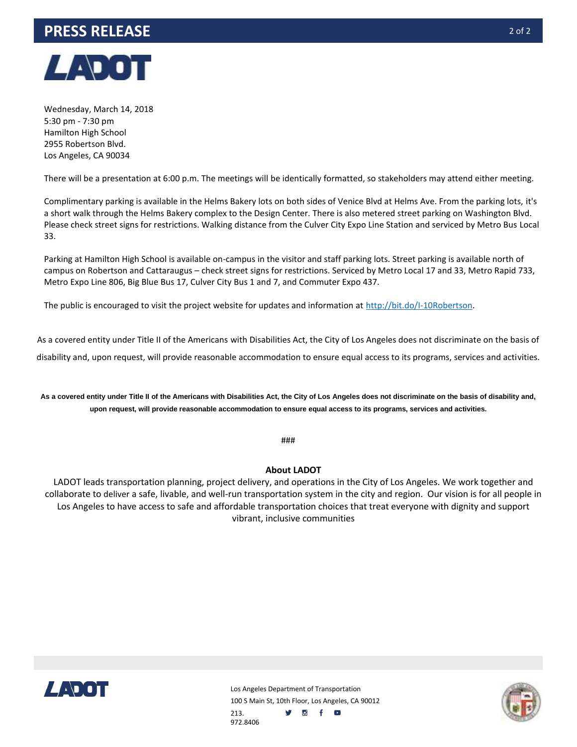Wednesday, March 14, 2018
5:30 pm - 7:30 pm
Hamilton High School
2955 Robertson Blvd.
Los Angeles, CA 90034

There will be a presentation at 6:00 p.m. The meetings will be identically formatted, so stakeholders may attend either meeting.

Complimentary parking is available in the Helms Bakery lots on both sides of Venice Blvd at Helms Ave. From the parking lots, it's a short walk through the Helms Bakery complex to the Design Center. There is also metered street parking on Washington Blvd. Please check street signs for restrictions. Walking distance from the Culver City Expo Line Station and serviced by Metro Bus Local 33.

Parking at Hamilton High School is available on-campus in the visitor and staff parking lots. Street parking is available north of campus on Robertson and Cattaraugus – check street signs for restrictions. Serviced by Metro Local 17 and 33, Metro Rapid 733, Metro Expo Line 806, Big Blue Bus 17, Culver City Bus 1 and 7, and Commuter Expo 437.

The public is encouraged to visit the project website for updates and information at [http://bit.do/I-10Robertson](http://bit.do/I-10Robertson).

As a covered entity under Title II of the Americans with Disabilities Act, the City of Los Angeles does not discriminate on the basis of disability and, upon request, will provide reasonable accommodation to ensure equal access to its programs, services and activities.

**As a covered entity under Title II of the Americans with Disabilities Act, the City of Los Angeles does not discriminate on the basis of disability and, upon request, will provide reasonable accommodation to ensure equal access to its programs, services and activities.**

###

**About LADOT**

LADOT leads transportation planning, project delivery, and operations in the City of Los Angeles. We work together and collaborate to deliver a safe, livable, and well-run transportation system in the city and region. Our vision is for all people in Los Angeles to have access to safe and affordable transportation choices that treat everyone with dignity and support vibrant, inclusive communities

Los Angeles Department of Transportation
100 S Main St, 10th Floor, Los Angeles, CA 90012
213.972.8406